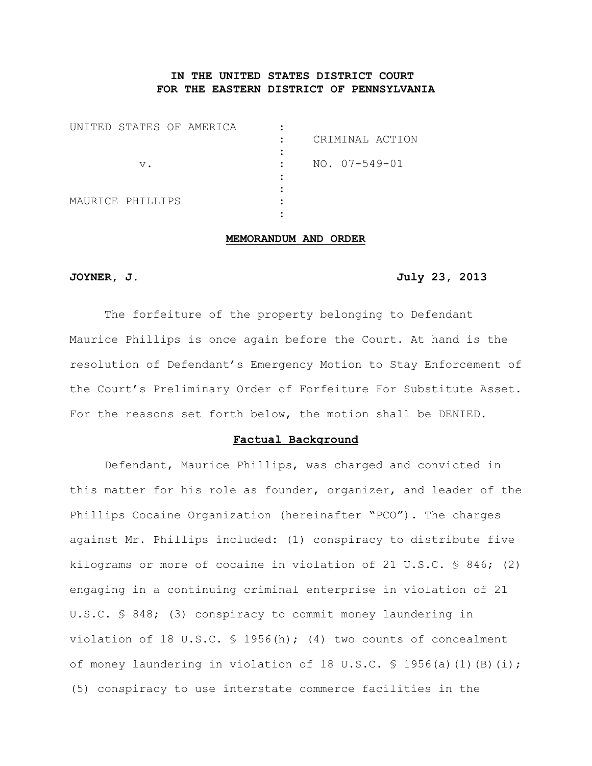**IN THE UNITED STATES DISTRICT COURT FOR THE EASTERN DISTRICT OF PENNSYLVANIA**

| | | |
|---|---|---|
| UNITED STATES OF AMERICA | : | |
| | : | CRIMINAL ACTION |
| v. | : | NO. 07-549-01 |
| | : | |
| MAURICE PHILLIPS | : | |

**MEMORANDUM AND ORDER**

**JOYNER, J.** **July 23, 2013**

The forfeiture of the property belonging to Defendant Maurice Phillips is once again before the Court. At hand is the resolution of Defendant's Emergency Motion to Stay Enforcement of the Court's Preliminary Order of Forfeiture For Substitute Asset. For the reasons set forth below, the motion shall be DENIED.

**Factual Background**

Defendant, Maurice Phillips, was charged and convicted in this matter for his role as founder, organizer, and leader of the Phillips Cocaine Organization (hereinafter "PCO"). The charges against Mr. Phillips included: (1) conspiracy to distribute five kilograms or more of cocaine in violation of 21 U.S.C. § 846; (2) engaging in a continuing criminal enterprise in violation of 21 U.S.C. § 848; (3) conspiracy to commit money laundering in violation of 18 U.S.C. § 1956(h); (4) two counts of concealment of money laundering in violation of 18 U.S.C. § 1956(a)(1)(B)(i); (5) conspiracy to use interstate commerce facilities in the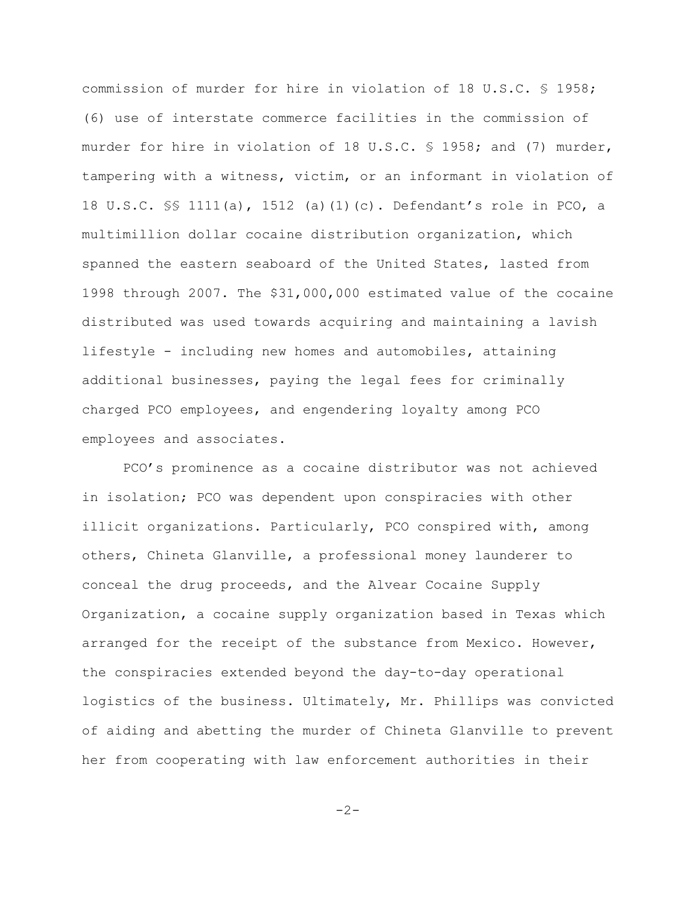commission of murder for hire in violation of 18 U.S.C. § 1958; (6) use of interstate commerce facilities in the commission of murder for hire in violation of 18 U.S.C. § 1958; and (7) murder, tampering with a witness, victim, or an informant in violation of 18 U.S.C. §§ 1111(a), 1512 (a)(1)(c). Defendant's role in PCO, a multimillion dollar cocaine distribution organization, which spanned the eastern seaboard of the United States, lasted from 1998 through 2007. The $31,000,000 estimated value of the cocaine distributed was used towards acquiring and maintaining a lavish lifestyle - including new homes and automobiles, attaining additional businesses, paying the legal fees for criminally charged PCO employees, and engendering loyalty among PCO employees and associates.

PCO's prominence as a cocaine distributor was not achieved in isolation; PCO was dependent upon conspiracies with other illicit organizations. Particularly, PCO conspired with, among others, Chineta Glanville, a professional money launderer to conceal the drug proceeds, and the Alvear Cocaine Supply Organization, a cocaine supply organization based in Texas which arranged for the receipt of the substance from Mexico. However, the conspiracies extended beyond the day-to-day operational logistics of the business. Ultimately, Mr. Phillips was convicted of aiding and abetting the murder of Chineta Glanville to prevent her from cooperating with law enforcement authorities in their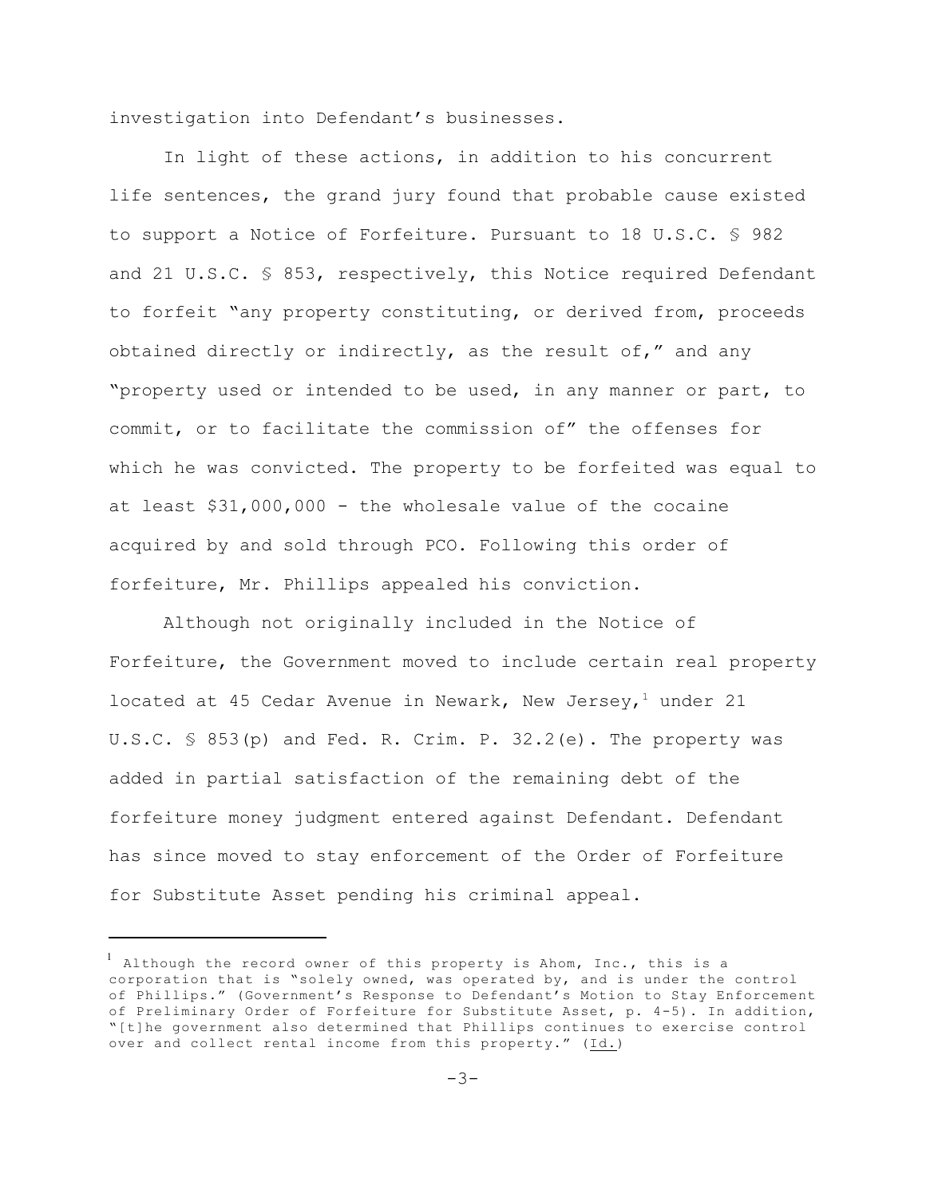investigation into Defendant's businesses.

In light of these actions, in addition to his concurrent life sentences, the grand jury found that probable cause existed to support a Notice of Forfeiture. Pursuant to 18 U.S.C. § 982 and 21 U.S.C. § 853, respectively, this Notice required Defendant to forfeit "any property constituting, or derived from, proceeds obtained directly or indirectly, as the result of," and any "property used or intended to be used, in any manner or part, to commit, or to facilitate the commission of" the offenses for which he was convicted. The property to be forfeited was equal to at least $31,000,000 - the wholesale value of the cocaine acquired by and sold through PCO. Following this order of forfeiture, Mr. Phillips appealed his conviction.

Although not originally included in the Notice of Forfeiture, the Government moved to include certain real property located at 45 Cedar Avenue in Newark, New Jersey,[1] under 21 U.S.C. § 853(p) and Fed. R. Crim. P. 32.2(e). The property was added in partial satisfaction of the remaining debt of the forfeiture money judgment entered against Defendant. Defendant has since moved to stay enforcement of the Order of Forfeiture for Substitute Asset pending his criminal appeal.

---

[1] Although the record owner of this property is Ahom, Inc., this is a corporation that is "solely owned, was operated by, and is under the control of Phillips." (Government's Response to Defendant's Motion to Stay Enforcement of Preliminary Order of Forfeiture for Substitute Asset, p. 4-5). In addition, "[t]he government also determined that Phillips continues to exercise control over and collect rental income from this property." (Id.)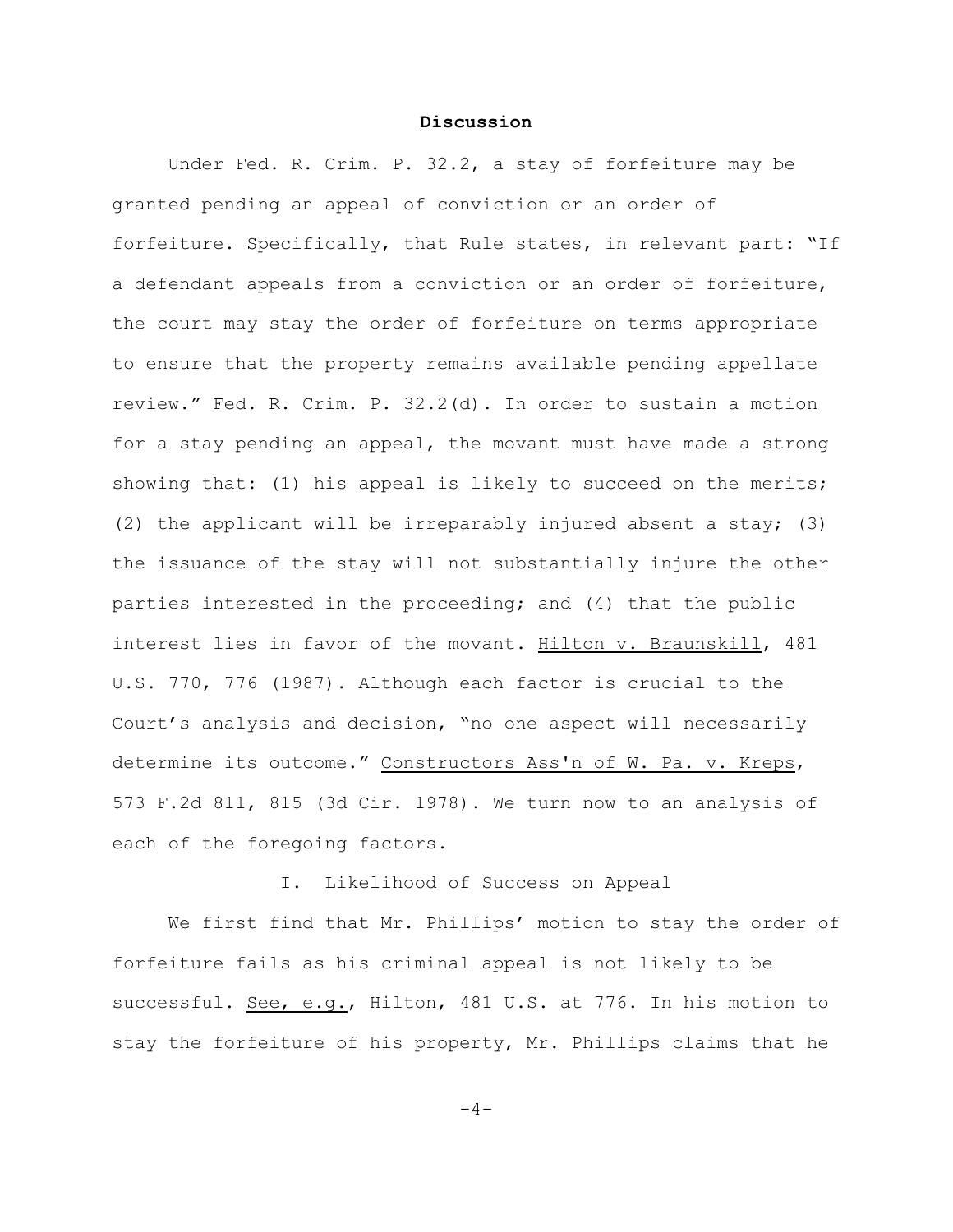## **Discussion**

Under Fed. R. Crim. P. 32.2, a stay of forfeiture may be granted pending an appeal of conviction or an order of forfeiture. Specifically, that Rule states, in relevant part: "If a defendant appeals from a conviction or an order of forfeiture, the court may stay the order of forfeiture on terms appropriate to ensure that the property remains available pending appellate review." Fed. R. Crim. P. 32.2(d). In order to sustain a motion for a stay pending an appeal, the movant must have made a strong showing that: (1) his appeal is likely to succeed on the merits; (2) the applicant will be irreparably injured absent a stay; (3) the issuance of the stay will not substantially injure the other parties interested in the proceeding; and (4) that the public interest lies in favor of the movant. Hilton v. Braunskill, 481 U.S. 770, 776 (1987). Although each factor is crucial to the Court's analysis and decision, "no one aspect will necessarily determine its outcome." Constructors Ass'n of W. Pa. v. Kreps, 573 F.2d 811, 815 (3d Cir. 1978). We turn now to an analysis of each of the foregoing factors.

### I. Likelihood of Success on Appeal

We first find that Mr. Phillips' motion to stay the order of forfeiture fails as his criminal appeal is not likely to be successful. See, e.g., Hilton, 481 U.S. at 776. In his motion to stay the forfeiture of his property, Mr. Phillips claims that he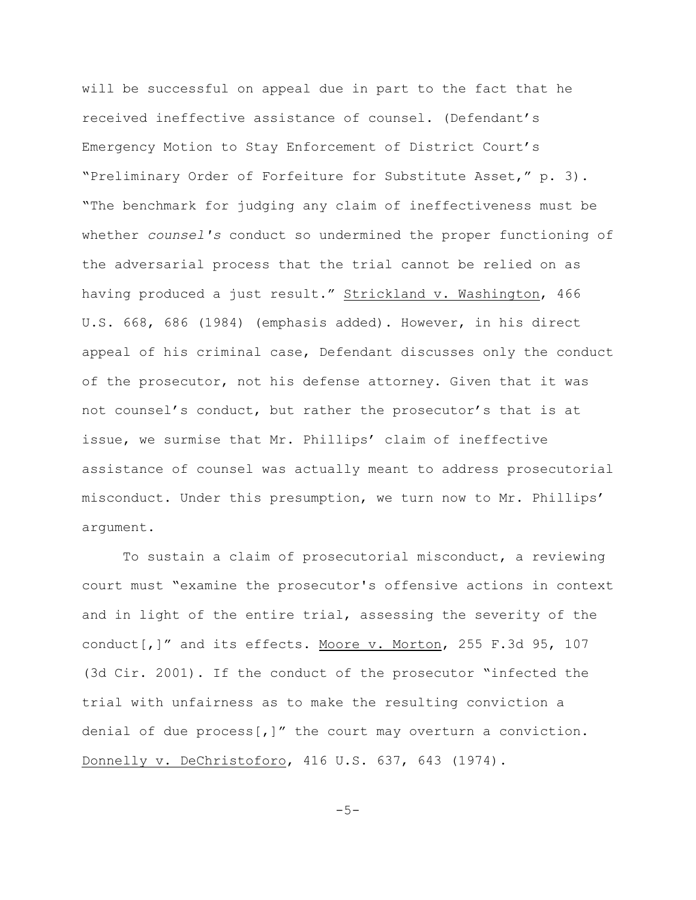will be successful on appeal due in part to the fact that he received ineffective assistance of counsel. (Defendant's Emergency Motion to Stay Enforcement of District Court's "Preliminary Order of Forfeiture for Substitute Asset," p. 3). "The benchmark for judging any claim of ineffectiveness must be whether *counsel's* conduct so undermined the proper functioning of the adversarial process that the trial cannot be relied on as having produced a just result." Strickland v. Washington, 466 U.S. 668, 686 (1984) (emphasis added). However, in his direct appeal of his criminal case, Defendant discusses only the conduct of the prosecutor, not his defense attorney. Given that it was not counsel's conduct, but rather the prosecutor's that is at issue, we surmise that Mr. Phillips' claim of ineffective assistance of counsel was actually meant to address prosecutorial misconduct. Under this presumption, we turn now to Mr. Phillips' argument.

To sustain a claim of prosecutorial misconduct, a reviewing court must "examine the prosecutor's offensive actions in context and in light of the entire trial, assessing the severity of the conduct[,]" and its effects. Moore v. Morton, 255 F.3d 95, 107 (3d Cir. 2001). If the conduct of the prosecutor "infected the trial with unfairness as to make the resulting conviction a denial of due process[,]" the court may overturn a conviction. Donnelly v. DeChristoforo, 416 U.S. 637, 643 (1974).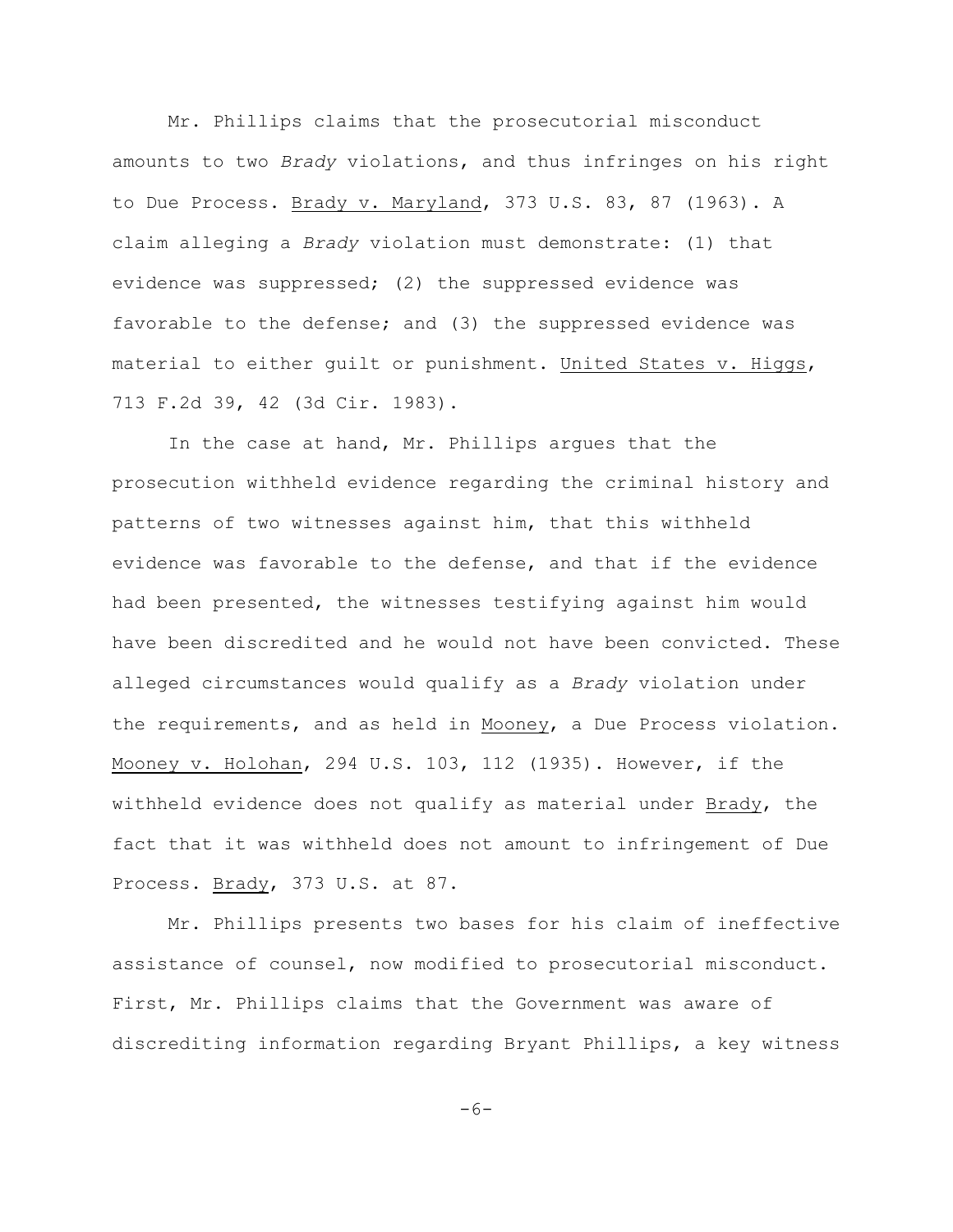Mr. Phillips claims that the prosecutorial misconduct amounts to two *Brady* violations, and thus infringes on his right to Due Process. Brady v. Maryland, 373 U.S. 83, 87 (1963). A claim alleging a *Brady* violation must demonstrate: (1) that evidence was suppressed; (2) the suppressed evidence was favorable to the defense; and (3) the suppressed evidence was material to either guilt or punishment. United States v. Higgs, 713 F.2d 39, 42 (3d Cir. 1983).

In the case at hand, Mr. Phillips argues that the prosecution withheld evidence regarding the criminal history and patterns of two witnesses against him, that this withheld evidence was favorable to the defense, and that if the evidence had been presented, the witnesses testifying against him would have been discredited and he would not have been convicted. These alleged circumstances would qualify as a *Brady* violation under the requirements, and as held in Mooney, a Due Process violation. Mooney v. Holohan, 294 U.S. 103, 112 (1935). However, if the withheld evidence does not qualify as material under Brady, the fact that it was withheld does not amount to infringement of Due Process. Brady, 373 U.S. at 87.

Mr. Phillips presents two bases for his claim of ineffective assistance of counsel, now modified to prosecutorial misconduct. First, Mr. Phillips claims that the Government was aware of discrediting information regarding Bryant Phillips, a key witness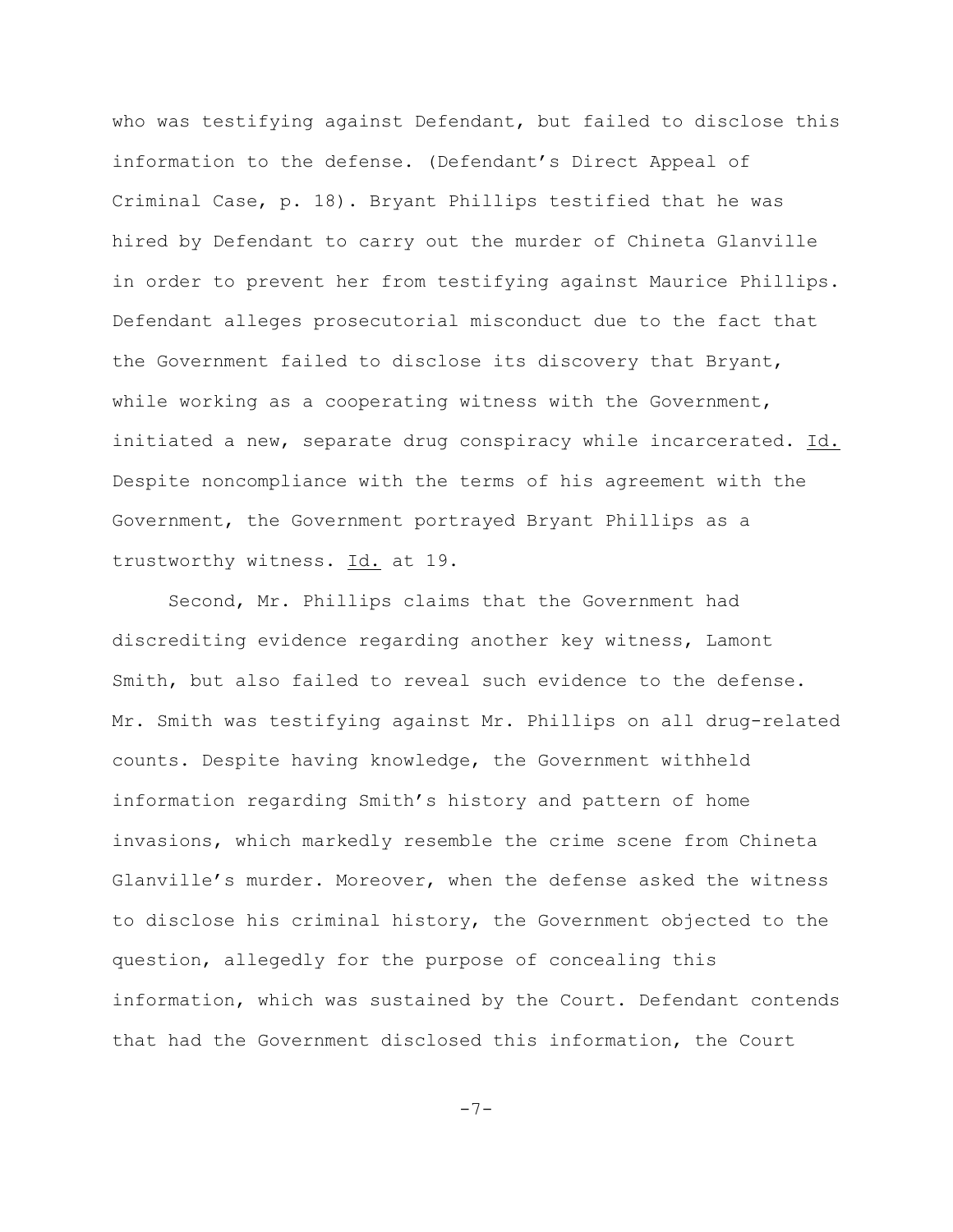who was testifying against Defendant, but failed to disclose this information to the defense. (Defendant's Direct Appeal of Criminal Case, p. 18). Bryant Phillips testified that he was hired by Defendant to carry out the murder of Chineta Glanville in order to prevent her from testifying against Maurice Phillips. Defendant alleges prosecutorial misconduct due to the fact that the Government failed to disclose its discovery that Bryant, while working as a cooperating witness with the Government, initiated a new, separate drug conspiracy while incarcerated. Id. Despite noncompliance with the terms of his agreement with the Government, the Government portrayed Bryant Phillips as a trustworthy witness. Id. at 19.

Second, Mr. Phillips claims that the Government had discrediting evidence regarding another key witness, Lamont Smith, but also failed to reveal such evidence to the defense. Mr. Smith was testifying against Mr. Phillips on all drug-related counts. Despite having knowledge, the Government withheld information regarding Smith's history and pattern of home invasions, which markedly resemble the crime scene from Chineta Glanville's murder. Moreover, when the defense asked the witness to disclose his criminal history, the Government objected to the question, allegedly for the purpose of concealing this information, which was sustained by the Court. Defendant contends that had the Government disclosed this information, the Court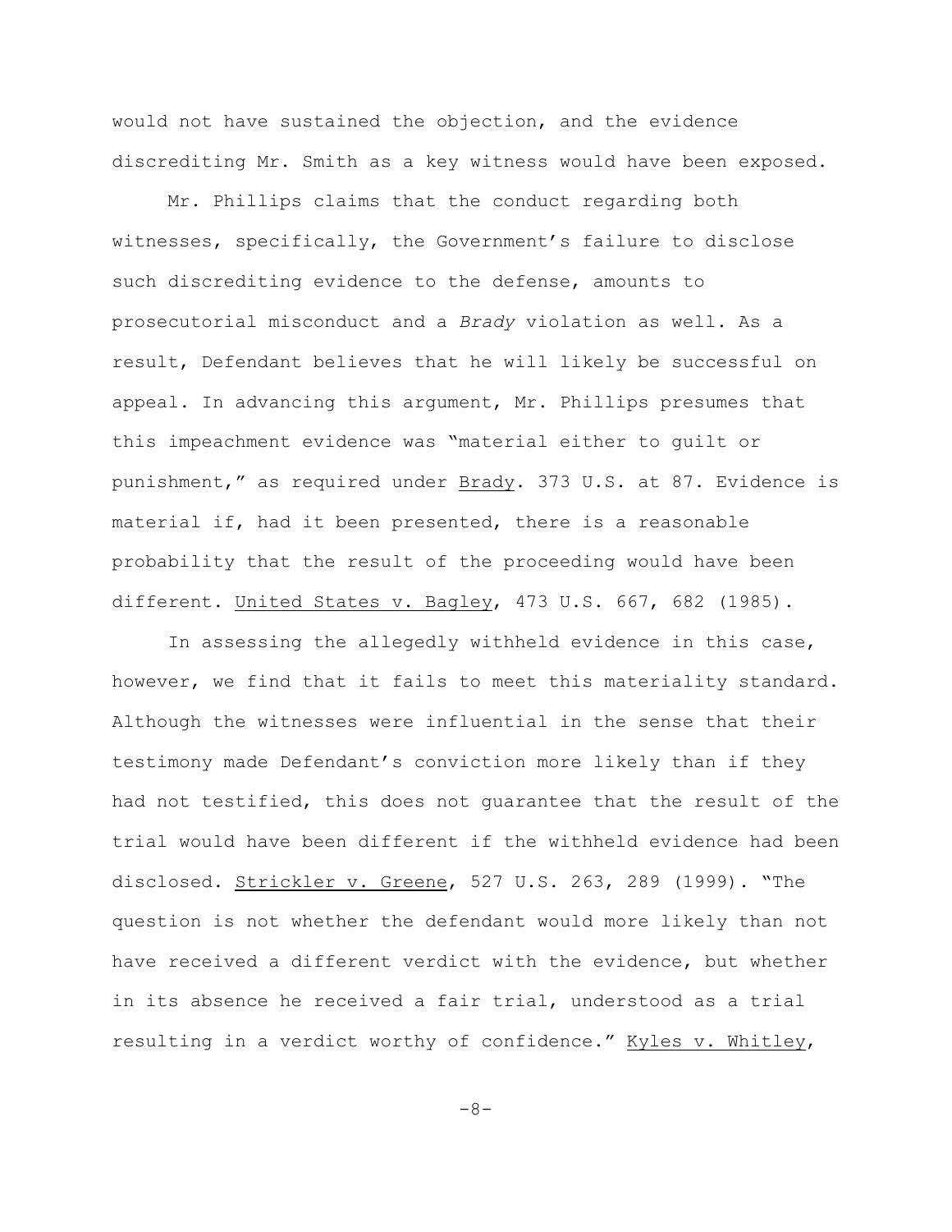would not have sustained the objection, and the evidence discrediting Mr. Smith as a key witness would have been exposed.

Mr. Phillips claims that the conduct regarding both witnesses, specifically, the Government's failure to disclose such discrediting evidence to the defense, amounts to prosecutorial misconduct and a *Brady* violation as well. As a result, Defendant believes that he will likely be successful on appeal. In advancing this argument, Mr. Phillips presumes that this impeachment evidence was "material either to guilt or punishment," as required under Brady. 373 U.S. at 87. Evidence is material if, had it been presented, there is a reasonable probability that the result of the proceeding would have been different. United States v. Bagley, 473 U.S. 667, 682 (1985).

In assessing the allegedly withheld evidence in this case, however, we find that it fails to meet this materiality standard. Although the witnesses were influential in the sense that their testimony made Defendant's conviction more likely than if they had not testified, this does not guarantee that the result of the trial would have been different if the withheld evidence had been disclosed. Strickler v. Greene, 527 U.S. 263, 289 (1999). "The question is not whether the defendant would more likely than not have received a different verdict with the evidence, but whether in its absence he received a fair trial, understood as a trial resulting in a verdict worthy of confidence." Kyles v. Whitley,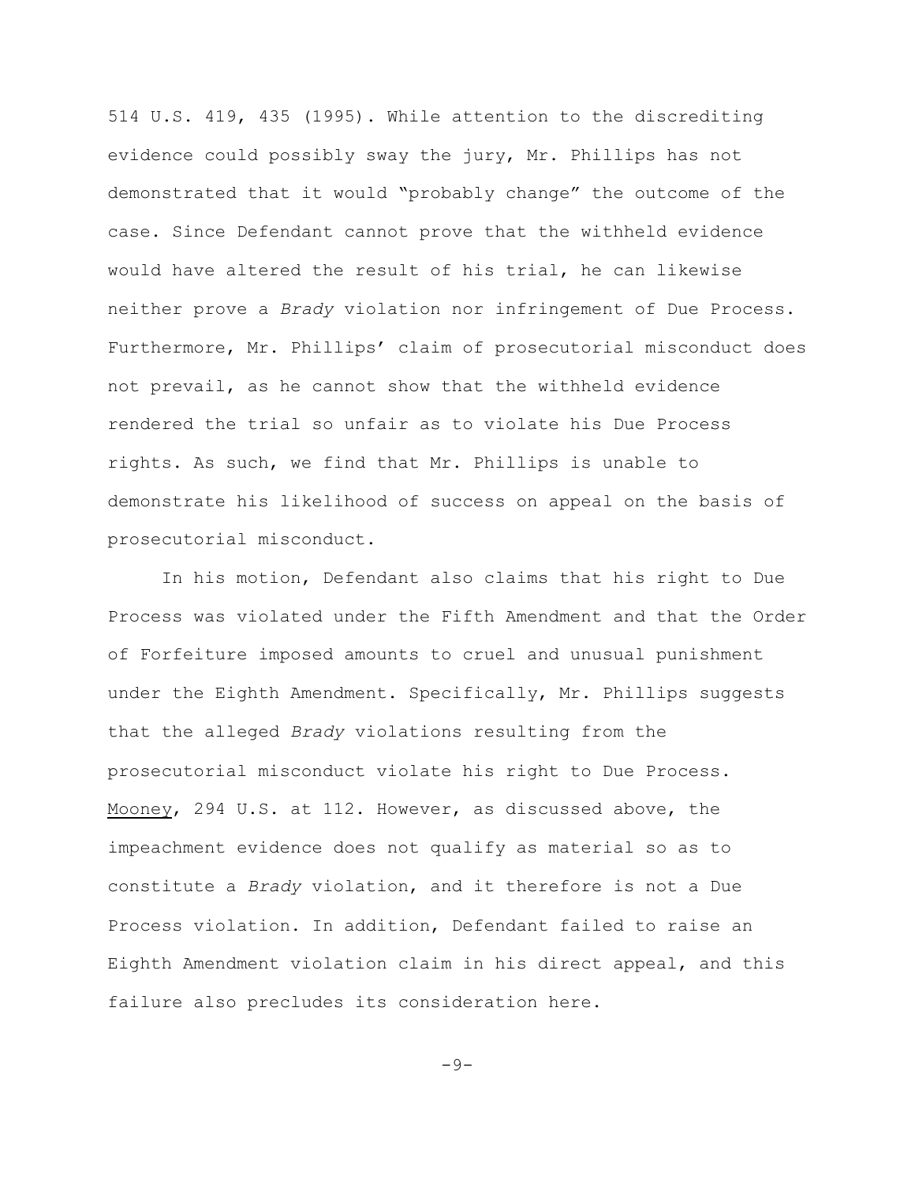514 U.S. 419, 435 (1995). While attention to the discrediting evidence could possibly sway the jury, Mr. Phillips has not demonstrated that it would "probably change" the outcome of the case. Since Defendant cannot prove that the withheld evidence would have altered the result of his trial, he can likewise neither prove a *Brady* violation nor infringement of Due Process. Furthermore, Mr. Phillips' claim of prosecutorial misconduct does not prevail, as he cannot show that the withheld evidence rendered the trial so unfair as to violate his Due Process rights. As such, we find that Mr. Phillips is unable to demonstrate his likelihood of success on appeal on the basis of prosecutorial misconduct.

In his motion, Defendant also claims that his right to Due Process was violated under the Fifth Amendment and that the Order of Forfeiture imposed amounts to cruel and unusual punishment under the Eighth Amendment. Specifically, Mr. Phillips suggests that the alleged *Brady* violations resulting from the prosecutorial misconduct violate his right to Due Process. Mooney, 294 U.S. at 112. However, as discussed above, the impeachment evidence does not qualify as material so as to constitute a *Brady* violation, and it therefore is not a Due Process violation. In addition, Defendant failed to raise an Eighth Amendment violation claim in his direct appeal, and this failure also precludes its consideration here.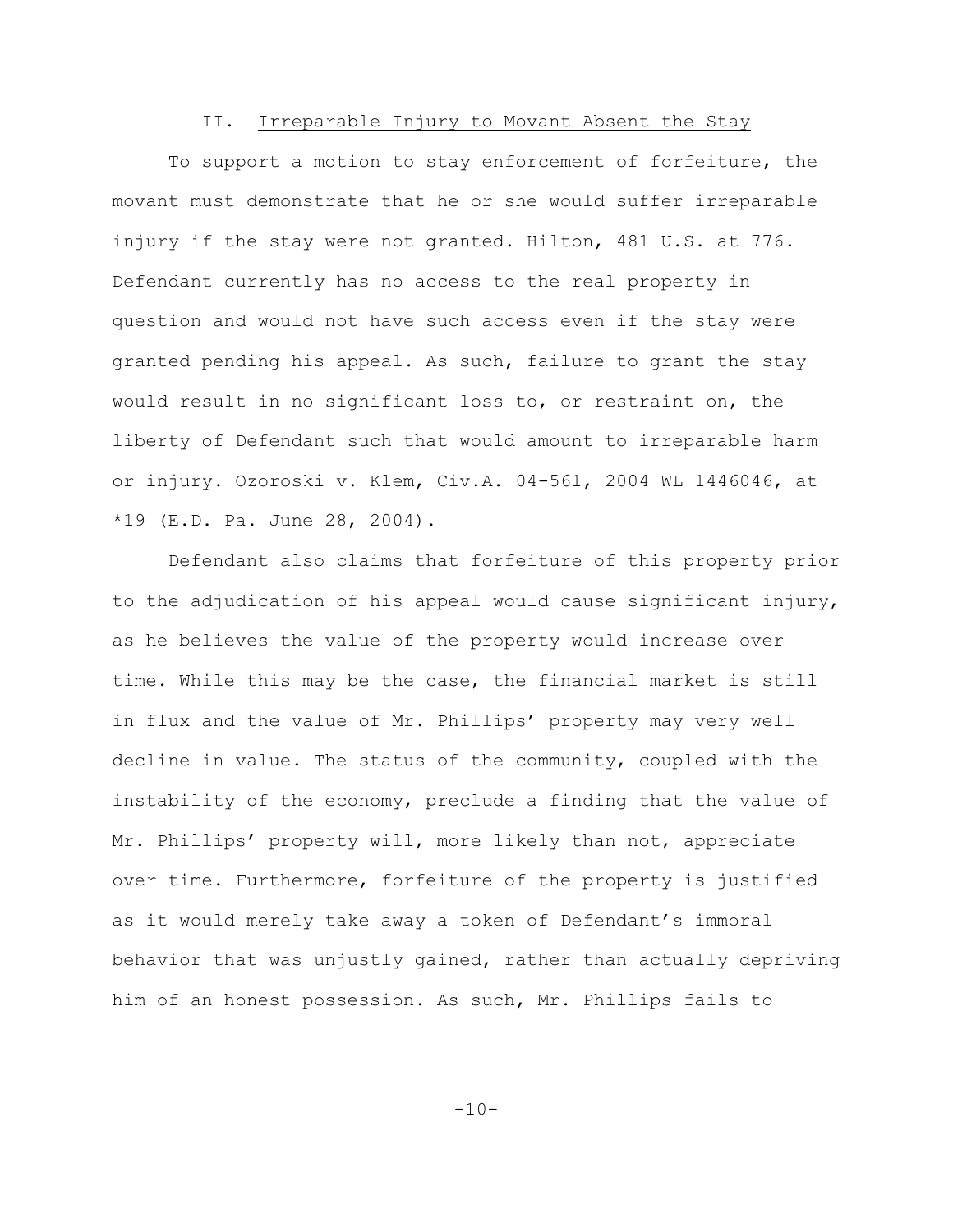## II. Irreparable Injury to Movant Absent the Stay

To support a motion to stay enforcement of forfeiture, the movant must demonstrate that he or she would suffer irreparable injury if the stay were not granted. Hilton, 481 U.S. at 776. Defendant currently has no access to the real property in question and would not have such access even if the stay were granted pending his appeal. As such, failure to grant the stay would result in no significant loss to, or restraint on, the liberty of Defendant such that would amount to irreparable harm or injury. Ozoroski v. Klem, Civ.A. 04-561, 2004 WL 1446046, at *19 (E.D. Pa. June 28, 2004).

Defendant also claims that forfeiture of this property prior to the adjudication of his appeal would cause significant injury, as he believes the value of the property would increase over time. While this may be the case, the financial market is still in flux and the value of Mr. Phillips' property may very well decline in value. The status of the community, coupled with the instability of the economy, preclude a finding that the value of Mr. Phillips' property will, more likely than not, appreciate over time. Furthermore, forfeiture of the property is justified as it would merely take away a token of Defendant's immoral behavior that was unjustly gained, rather than actually depriving him of an honest possession. As such, Mr. Phillips fails to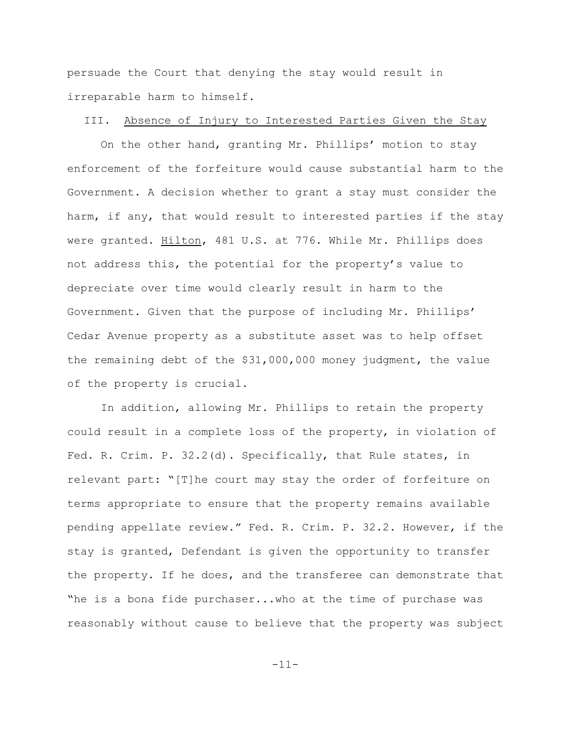persuade the Court that denying the stay would result in irreparable harm to himself.

## III. Absence of Injury to Interested Parties Given the Stay

On the other hand, granting Mr. Phillips' motion to stay enforcement of the forfeiture would cause substantial harm to the Government. A decision whether to grant a stay must consider the harm, if any, that would result to interested parties if the stay were granted. Hilton, 481 U.S. at 776. While Mr. Phillips does not address this, the potential for the property's value to depreciate over time would clearly result in harm to the Government. Given that the purpose of including Mr. Phillips' Cedar Avenue property as a substitute asset was to help offset the remaining debt of the $31,000,000 money judgment, the value of the property is crucial.

In addition, allowing Mr. Phillips to retain the property could result in a complete loss of the property, in violation of Fed. R. Crim. P. 32.2(d). Specifically, that Rule states, in relevant part: "[T]he court may stay the order of forfeiture on terms appropriate to ensure that the property remains available pending appellate review." Fed. R. Crim. P. 32.2. However, if the stay is granted, Defendant is given the opportunity to transfer the property. If he does, and the transferee can demonstrate that "he is a bona fide purchaser...who at the time of purchase was reasonably without cause to believe that the property was subject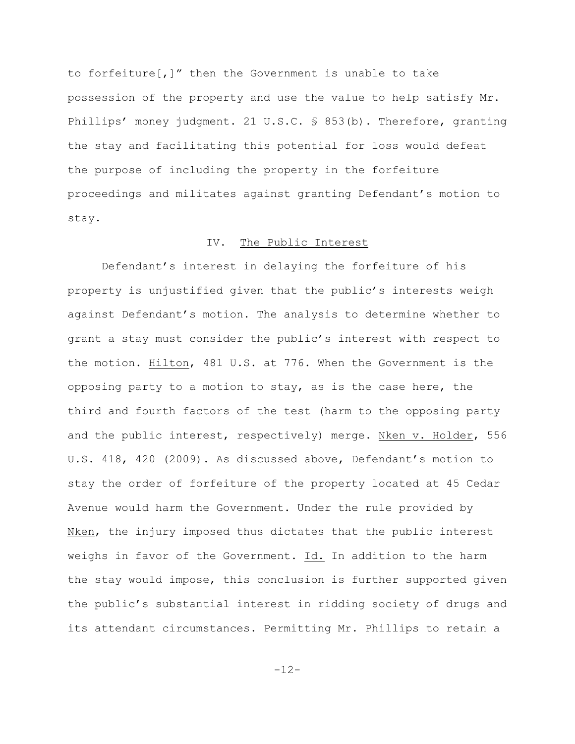to forfeiture[,]" then the Government is unable to take possession of the property and use the value to help satisfy Mr. Phillips' money judgment. 21 U.S.C. § 853(b). Therefore, granting the stay and facilitating this potential for loss would defeat the purpose of including the property in the forfeiture proceedings and militates against granting Defendant's motion to stay.

## IV. The Public Interest

Defendant's interest in delaying the forfeiture of his property is unjustified given that the public's interests weigh against Defendant's motion. The analysis to determine whether to grant a stay must consider the public's interest with respect to the motion. Hilton, 481 U.S. at 776. When the Government is the opposing party to a motion to stay, as is the case here, the third and fourth factors of the test (harm to the opposing party and the public interest, respectively) merge. Nken v. Holder, 556 U.S. 418, 420 (2009). As discussed above, Defendant's motion to stay the order of forfeiture of the property located at 45 Cedar Avenue would harm the Government. Under the rule provided by Nken, the injury imposed thus dictates that the public interest weighs in favor of the Government. Id. In addition to the harm the stay would impose, this conclusion is further supported given the public's substantial interest in ridding society of drugs and its attendant circumstances. Permitting Mr. Phillips to retain a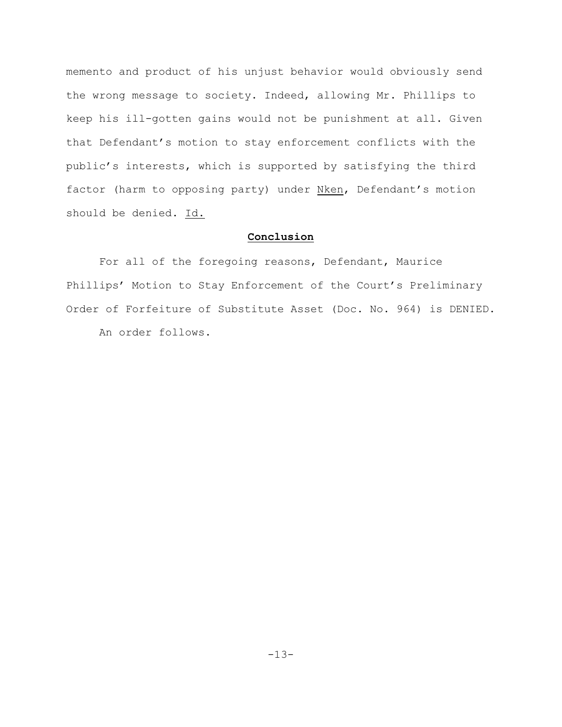memento and product of his unjust behavior would obviously send the wrong message to society. Indeed, allowing Mr. Phillips to keep his ill-gotten gains would not be punishment at all. Given that Defendant's motion to stay enforcement conflicts with the public's interests, which is supported by satisfying the third factor (harm to opposing party) under Nken, Defendant's motion should be denied. Id.

## **Conclusion**

For all of the foregoing reasons, Defendant, Maurice Phillips' Motion to Stay Enforcement of the Court's Preliminary Order of Forfeiture of Substitute Asset (Doc. No. 964) is DENIED.

An order follows.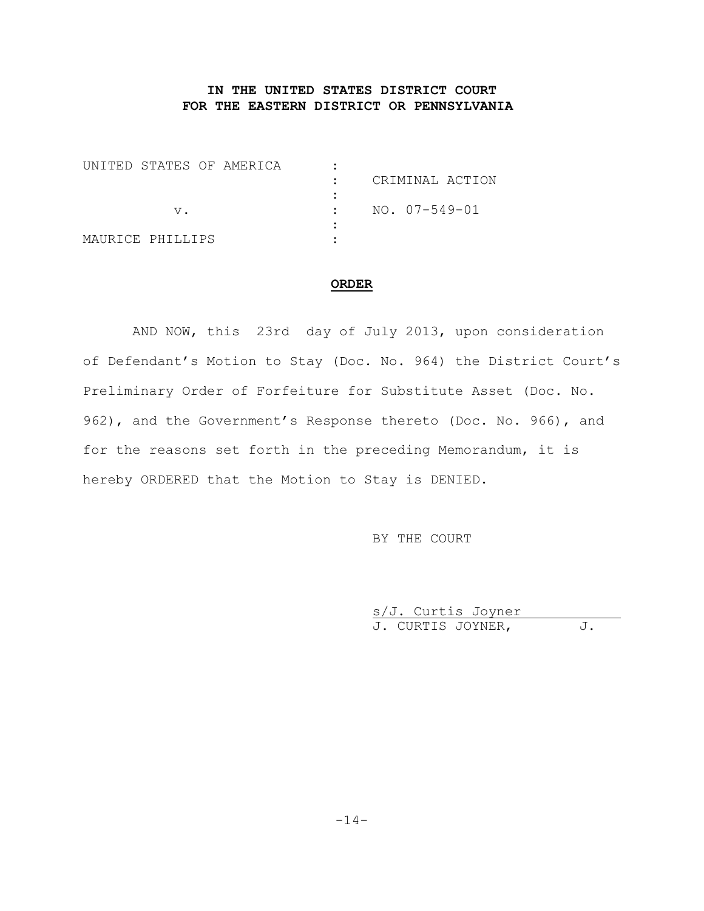**IN THE UNITED STATES DISTRICT COURT**
**FOR THE EASTERN DISTRICT OR PENNSYLVANIA**

| | | |
|---|---|---|
| UNITED STATES OF AMERICA | : | |
| | : | CRIMINAL ACTION |
| | : | |
| v. | : | NO. 07-549-01 |
| | : | |
| MAURICE PHILLIPS | : | |

**ORDER**

AND NOW, this 23rd day of July 2013, upon consideration of Defendant's Motion to Stay (Doc. No. 964) the District Court's Preliminary Order of Forfeiture for Substitute Asset (Doc. No. 962), and the Government's Response thereto (Doc. No. 966), and for the reasons set forth in the preceding Memorandum, it is hereby ORDERED that the Motion to Stay is DENIED.

BY THE COURT

s/J. Curtis Joyner
J. CURTIS JOYNER, J.